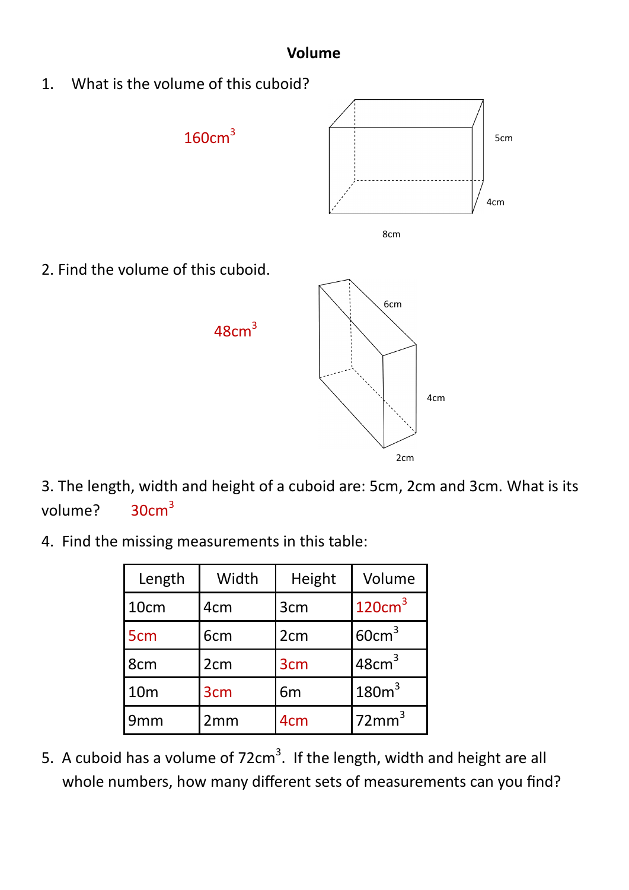# Volume

1. What is the volume of this cuboid?

$160cm^3$

5cm

4cm

8cm

2. Find the volume of this cuboid.

$48cm^3$

6cm

4cm

2cm

3. The length, width and height of a cuboid are: 5cm, 2cm and 3cm. What is its volume? $30cm^3$

4. Find the missing measurements in this table:

| Length | Width | Height | Volume |
|---|---|---|---|
| 10cm | 4cm | 3cm | $120cm^3$ |
| 5cm | 6cm | 2cm | $60cm^3$ |
| 8cm | 2cm | 3cm | $48cm^3$ |
| 10m | 3cm | 6m | $180m^3$ |
| 9mm | 2mm | 4cm | $72mm^3$ |

5. A cuboid has a volume of $72cm^3$. If the length, width and height are all whole numbers, how many different sets of measurements can you find?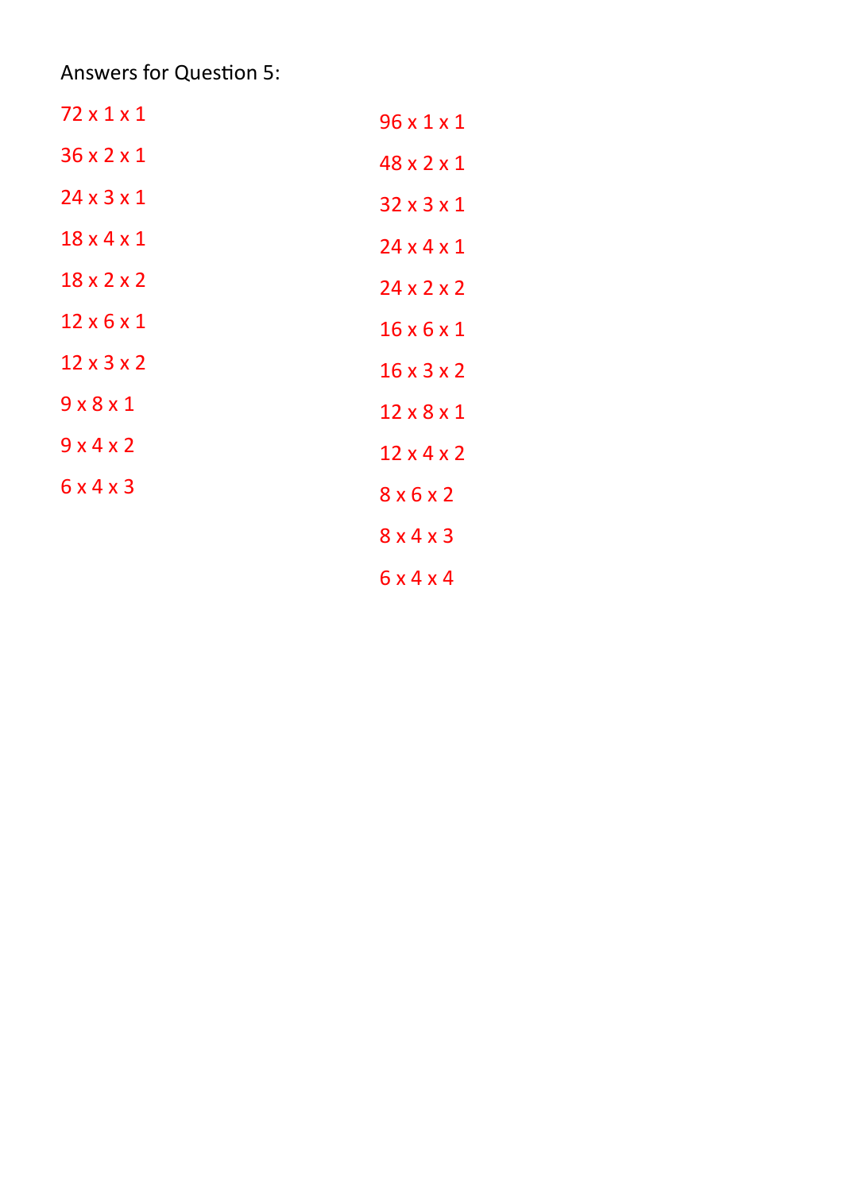Answers for Question 5:

72 x 1 x 1

36 x 2 x 1

24 x 3 x 1

18 x 4 x 1

18 x 2 x 2

12 x 6 x 1

12 x 3 x 2

9 x 8 x 1

9 x 4 x 2

6 x 4 x 3

96 x 1 x 1

48 x 2 x 1

32 x 3 x 1

24 x 4 x 1

24 x 2 x 2

16 x 6 x 1

16 x 3 x 2

12 x 8 x 1

12 x 4 x 2

8 x 6 x 2

8 x 4 x 3

6 x 4 x 4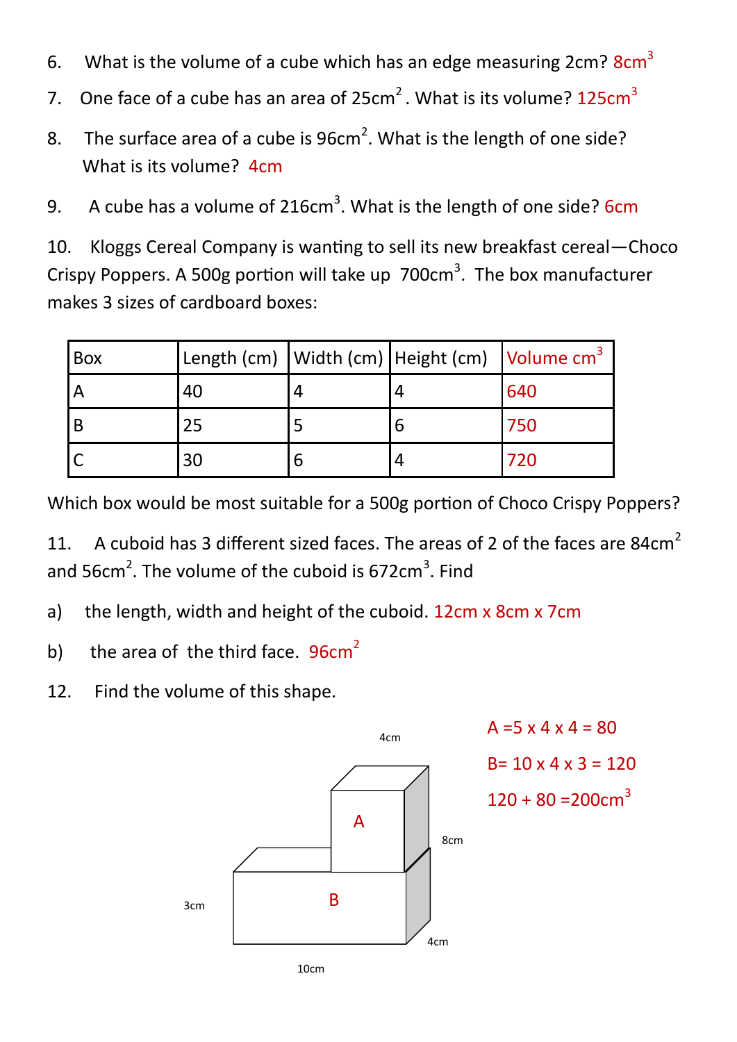6. What is the volume of a cube which has an edge measuring 2cm? $8cm^3$

7. One face of a cube has an area of $25cm^2$. What is its volume? $125cm^3$

8. The surface area of a cube is $96cm^2$. What is the length of one side? What is its volume? 4cm

9. A cube has a volume of $216cm^3$. What is the length of one side? 6cm

10. Kloggs Cereal Company is wanting to sell its new breakfast cereal—Choco Crispy Poppers. A 500g portion will take up $700cm^3$. The box manufacturer makes 3 sizes of cardboard boxes:

| Box | Length (cm) | Width (cm) | Height (cm) | Volume $cm^3$ |
|---|---|---|---|---|
| A | 40 | 4 | 4 | 640 |
| B | 25 | 5 | 6 | 750 |
| C | 30 | 6 | 4 | 720 |

Which box would be most suitable for a 500g portion of Choco Crispy Poppers?

11. A cuboid has 3 different sized faces. The areas of 2 of the faces are $84cm^2$ and $56cm^2$. The volume of the cuboid is $672cm^3$. Find

a) the length, width and height of the cuboid. 12cm x 8cm x 7cm

b) the area of the third face. $96cm^2$

12. Find the volume of this shape.

4cm

A

8cm

3cm

B

4cm

10cm

A =5 x 4 x 4 = 80

B= 10 x 4 x 3 = 120

120 + 80 =$200cm^3$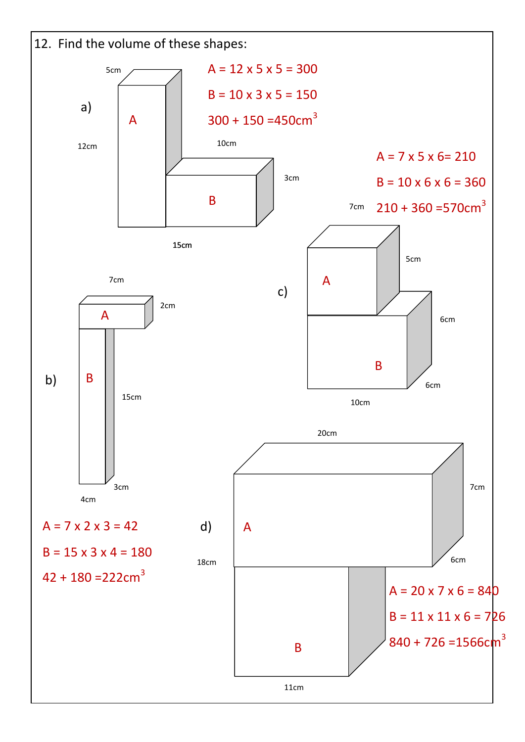12. Find the volume of these shapes:

a)

5cm

12cm

10cm

3cm

15cm

A

B

A = 12 x 5 x 5 = 300

B = 10 x 3 x 5 = 150

300 + 150 = $450cm^3$

b)

7cm

2cm

15cm

3cm

4cm

A

B

A = 7 x 2 x 3 = 42

B = 15 x 3 x 4 = 180

42 + 180 = $222cm^3$

c)

7cm

5cm

6cm

6cm

10cm

A

B

A = 7 x 5 x 6= 210

B = 10 x 6 x 6 = 360

210 + 360 = $570cm^3$

d)

20cm

7cm

6cm

18cm

11cm

A

B

A = 20 x 7 x 6 = 840

B = 11 x 11 x 6 = 726

840 + 726 = $1566cm^3$